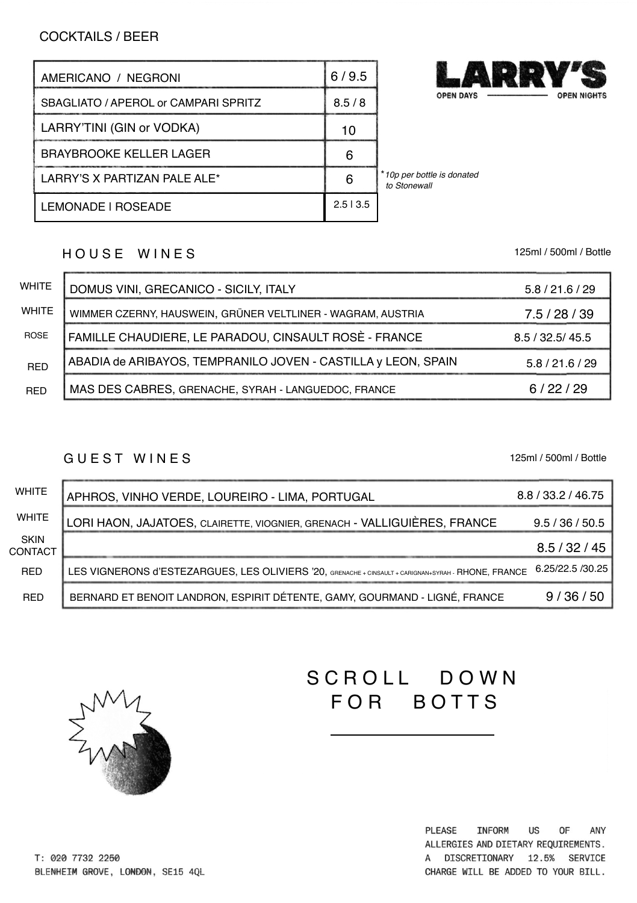## COCKTAILS / BEER

| Item | Price |
|---|---|
| AMERICANO / NEGRONI | 6 / 9.5 |
| SBAGLIATO / APEROL or CAMPARI SPRITZ | 8.5 / 8 |
| LARRY'TINI (GIN or VODKA) | 10 |
| BRAYBROOKE KELLER LAGER | 6 |
| LARRY'S X PARTIZAN PALE ALE* | 6 |
| LEMONADE I ROSEADE | 2.5 I 3.5 |

*10p per bottle is donated to Stonewall

**LARRY'S**

OPEN DAYS — OPEN NIGHTS

## HOUSE WINES

| | Wine | 125ml / 500ml / Bottle |
|---|---|---|
| WHITE | DOMUS VINI, GRECANICO - SICILY, ITALY | 5.8 / 21.6 / 29 |
| WHITE | WIMMER CZERNY, HAUSWEIN, GRÜNER VELTLINER - WAGRAM, AUSTRIA | 7.5 / 28 / 39 |
| ROSE | FAMILLE CHAUDIERE, LE PARADOU, CINSAULT ROSÈ - FRANCE | 8.5 / 32.5/ 45.5 |
| RED | ABADIA de ARIBAYOS, TEMPRANILO JOVEN - CASTILLA y LEON, SPAIN | 5.8 / 21.6 / 29 |
| RED | MAS DES CABRES, GRENACHE, SYRAH - LANGUEDOC, FRANCE | 6 / 22 / 29 |

## GUEST WINES

| | Wine | 125ml / 500ml / Bottle |
|---|---|---|
| WHITE | APHROS, VINHO VERDE, LOUREIRO - LIMA, PORTUGAL | 8.8 / 33.2 / 46.75 |
| WHITE | LORI HAON, JAJATOES, CLAIRETTE, VIOGNIER, GRENACH - VALLIGUIÈRES, FRANCE | 9.5 / 36 / 50.5 |
| SKIN CONTACT | | 8.5 / 32 / 45 |
| RED | LES VIGNERONS d'ESTEZARGUES, LES OLIVIERS '20, GRENACHE + CINSAULT + CARIGNAN+SYRAH - RHONE, FRANCE | 6.25/22.5 /30.25 |
| RED | BERNARD ET BENOIT LANDRON, ESPIRIT DÉTENTE, GAMY, GOURMAND - LIGNÉ, FRANCE | 9 / 36 / 50 |

## SCROLL DOWN FOR BOTTS

T: 020 7732 2250
BLENHEIM GROVE, LONDON, SE15 4QL

PLEASE INFORM US OF ANY ALLERGIES AND DIETARY REQUIREMENTS. A DISCRETIONARY 12.5% SERVICE CHARGE WILL BE ADDED TO YOUR BILL.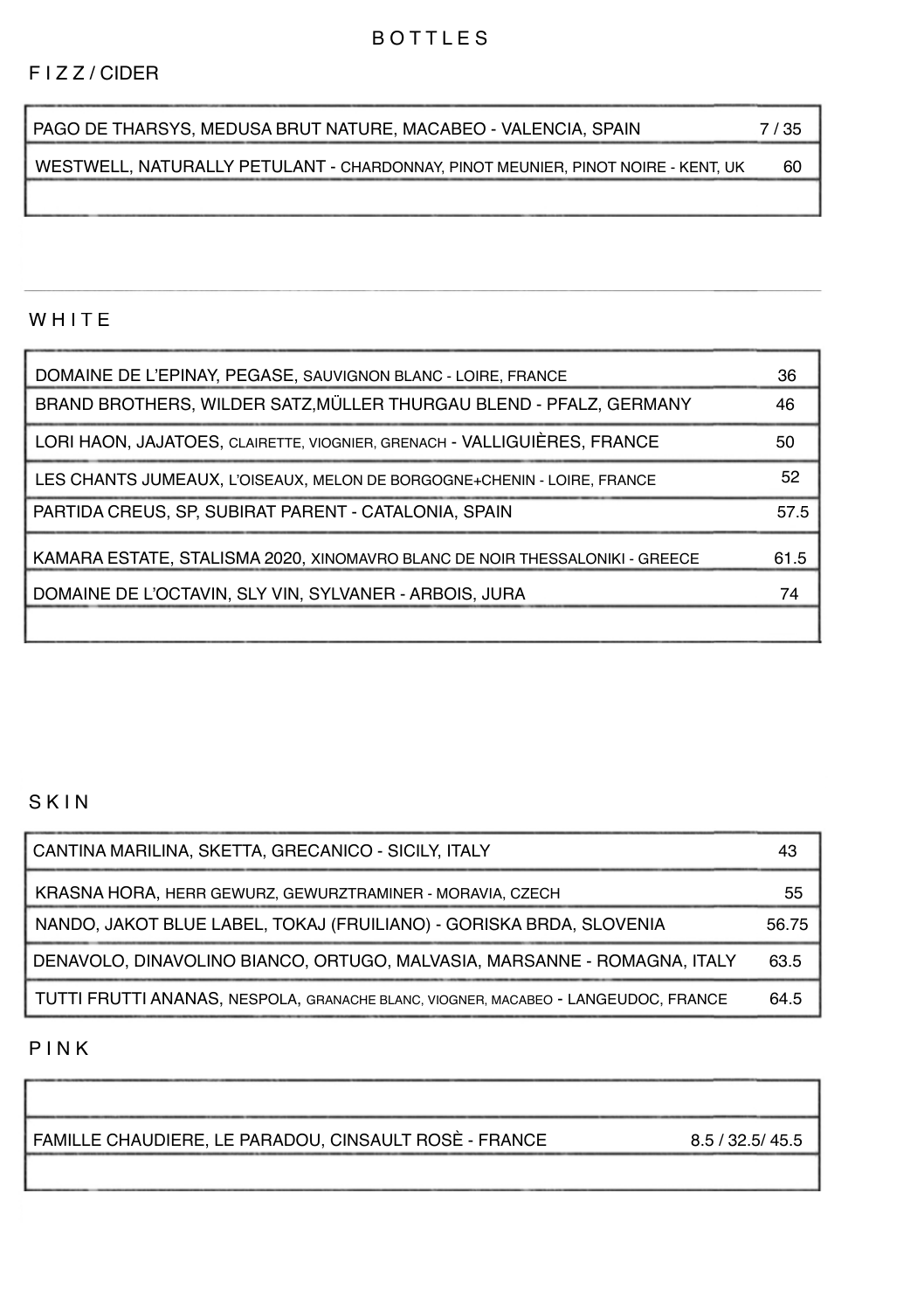# BOTTLES

## FIZZ / CIDER

| Wine | Price |
| --- | --- |
| PAGO DE THARSYS, MEDUSA BRUT NATURE, MACABEO - VALENCIA, SPAIN | 7 / 35 |
| WESTWELL, NATURALLY PETULANT - CHARDONNAY, PINOT MEUNIER, PINOT NOIRE - KENT, UK | 60 |
| | |

## WHITE

| Wine | Price |
| --- | --- |
| DOMAINE DE L'EPINAY, PEGASE, SAUVIGNON BLANC - LOIRE, FRANCE | 36 |
| BRAND BROTHERS, WILDER SATZ,MÜLLER THURGAU BLEND - PFALZ, GERMANY | 46 |
| LORI HAON, JAJATOES, CLAIRETTE, VIOGNIER, GRENACH - VALLIGUIÈRES, FRANCE | 50 |
| LES CHANTS JUMEAUX, L'OISEAUX, MELON DE BORGOGNE+CHENIN - LOIRE, FRANCE | 52 |
| PARTIDA CREUS, SP, SUBIRAT PARENT - CATALONIA, SPAIN | 57.5 |
| KAMARA ESTATE, STALISMA 2020, XINOMAVRO BLANC DE NOIR THESSALONIKI - GREECE | 61.5 |
| DOMAINE DE L'OCTAVIN, SLY VIN, SYLVANER - ARBOIS, JURA | 74 |
| | |

## SKIN

| Wine | Price |
| --- | --- |
| CANTINA MARILINA, SKETTA, GRECANICO - SICILY, ITALY | 43 |
| KRASNA HORA, HERR GEWURZ, GEWURZTRAMINER - MORAVIA, CZECH | 55 |
| NANDO, JAKOT BLUE LABEL, TOKAJ (FRUILIANO) - GORISKA BRDA, SLOVENIA | 56.75 |
| DENAVOLO, DINAVOLINO BIANCO, ORTUGO, MALVASIA, MARSANNE - ROMAGNA, ITALY | 63.5 |
| TUTTI FRUTTI ANANAS, NESPOLA, GRANACHE BLANC, VIOGNER, MACABEO - LANGEUDOC, FRANCE | 64.5 |

## PINK

| Wine | Price |
| --- | --- |
| | |
| FAMILLE CHAUDIERE, LE PARADOU, CINSAULT ROSÈ - FRANCE | 8.5 / 32.5/ 45.5 |
| | |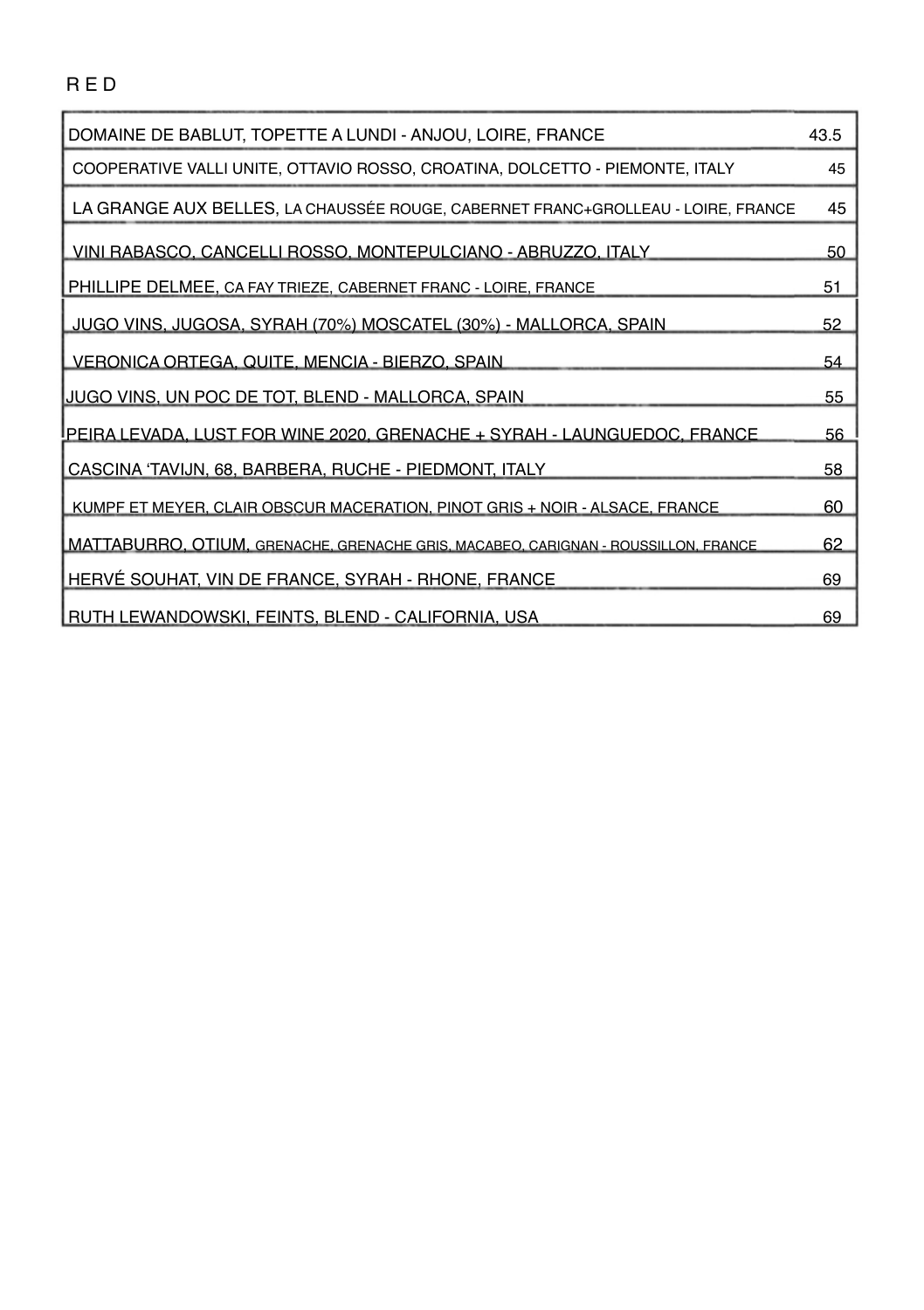# R E D

| | |
|---|---|
| DOMAINE DE BABLUT, TOPETTE A LUNDI - ANJOU, LOIRE, FRANCE | 43.5 |
| COOPERATIVE VALLI UNITE, OTTAVIO ROSSO, CROATINA, DOLCETTO - PIEMONTE, ITALY | 45 |
| LA GRANGE AUX BELLES, LA CHAUSSÉE ROUGE, CABERNET FRANC+GROLLEAU - LOIRE, FRANCE | 45 |
| VINI RABASCO, CANCELLI ROSSO, MONTEPULCIANO - ABRUZZO, ITALY | 50 |
| PHILLIPE DELMEE, CA FAY TRIEZE, CABERNET FRANC - LOIRE, FRANCE | 51 |
| JUGO VINS, JUGOSA, SYRAH (70%) MOSCATEL (30%) - MALLORCA, SPAIN | 52 |
| VERONICA ORTEGA, QUITE, MENCIA - BIERZO, SPAIN | 54 |
| JUGO VINS, UN POC DE TOT, BLEND - MALLORCA, SPAIN | 55 |
| PEIRA LEVADA, LUST FOR WINE 2020, GRENACHE + SYRAH - LAUNGUEDOC, FRANCE | 56 |
| CASCINA 'TAVIJN, 68, BARBERA, RUCHE - PIEDMONT, ITALY | 58 |
| KUMPF ET MEYER, CLAIR OBSCUR MACERATION, PINOT GRIS + NOIR - ALSACE, FRANCE | 60 |
| MATTABURRO, OTIUM, GRENACHE, GRENACHE GRIS, MACABEO, CARIGNAN - ROUSSILLON, FRANCE | 62 |
| HERVÉ SOUHAT, VIN DE FRANCE, SYRAH - RHONE, FRANCE | 69 |
| RUTH LEWANDOWSKI, FEINTS, BLEND - CALIFORNIA, USA | 69 |